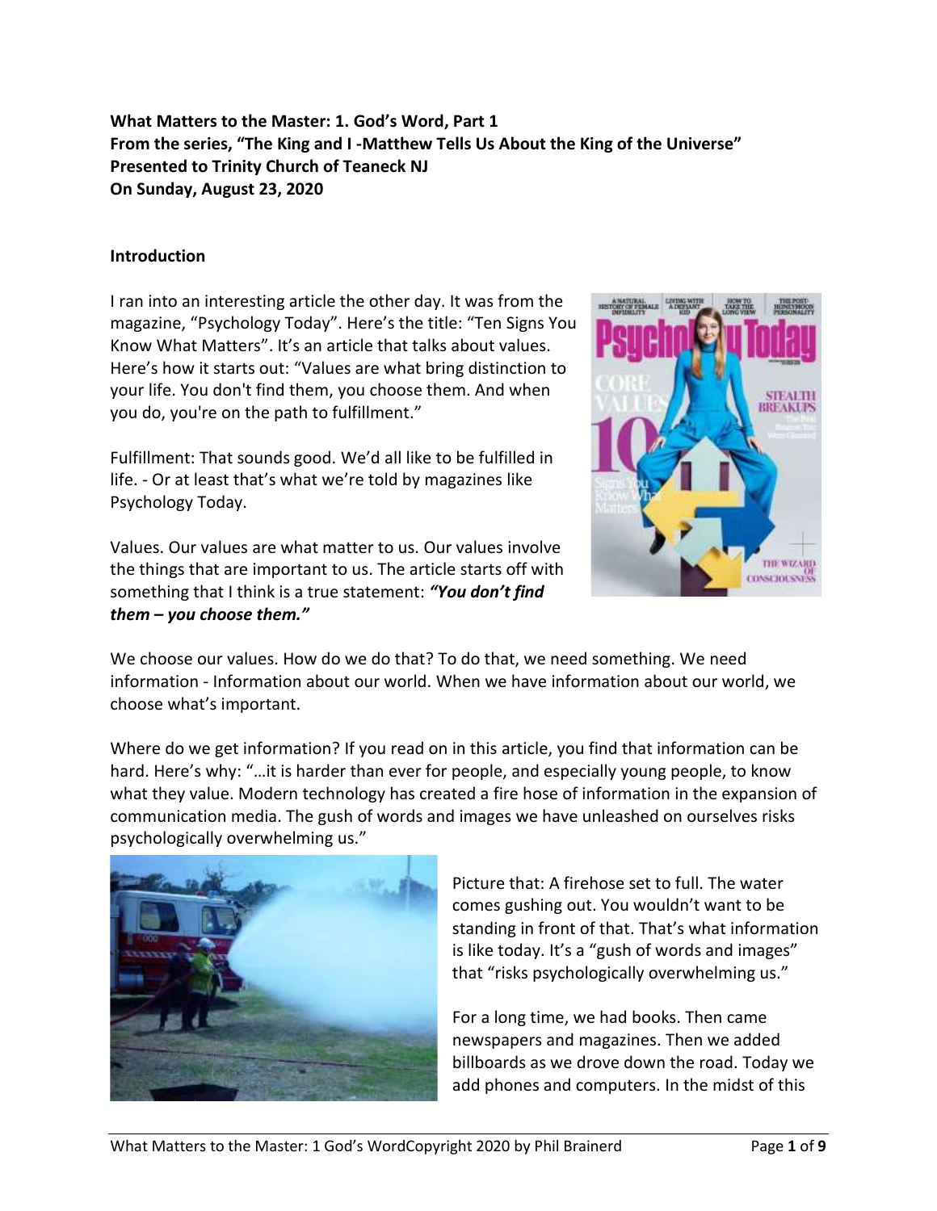**What Matters to the Master: 1. God's Word, Part 1**
**From the series, "The King and I -Matthew Tells Us About the King of the Universe"**
**Presented to Trinity Church of Teaneck NJ**
**On Sunday, August 23, 2020**

**Introduction**

I ran into an interesting article the other day. It was from the magazine, "Psychology Today". Here's the title: "Ten Signs You Know What Matters". It's an article that talks about values. Here's how it starts out: "Values are what bring distinction to your life. You don't find them, you choose them. And when you do, you're on the path to fulfillment."

Fulfillment: That sounds good. We'd all like to be fulfilled in life. - Or at least that's what we're told by magazines like Psychology Today.

Values. Our values are what matter to us. Our values involve the things that are important to us. The article starts off with something that I think is a true statement: ***"You don't find them – you choose them."***

We choose our values. How do we do that? To do that, we need something. We need information - Information about our world. When we have information about our world, we choose what's important.

Where do we get information? If you read on in this article, you find that information can be hard. Here's why: "…it is harder than ever for people, and especially young people, to know what they value. Modern technology has created a fire hose of information in the expansion of communication media. The gush of words and images we have unleashed on ourselves risks psychologically overwhelming us."

Picture that: A firehose set to full. The water comes gushing out. You wouldn't want to be standing in front of that. That's what information is like today. It's a "gush of words and images" that "risks psychologically overwhelming us."

For a long time, we had books. Then came newspapers and magazines. Then we added billboards as we drove down the road. Today we add phones and computers. In the midst of this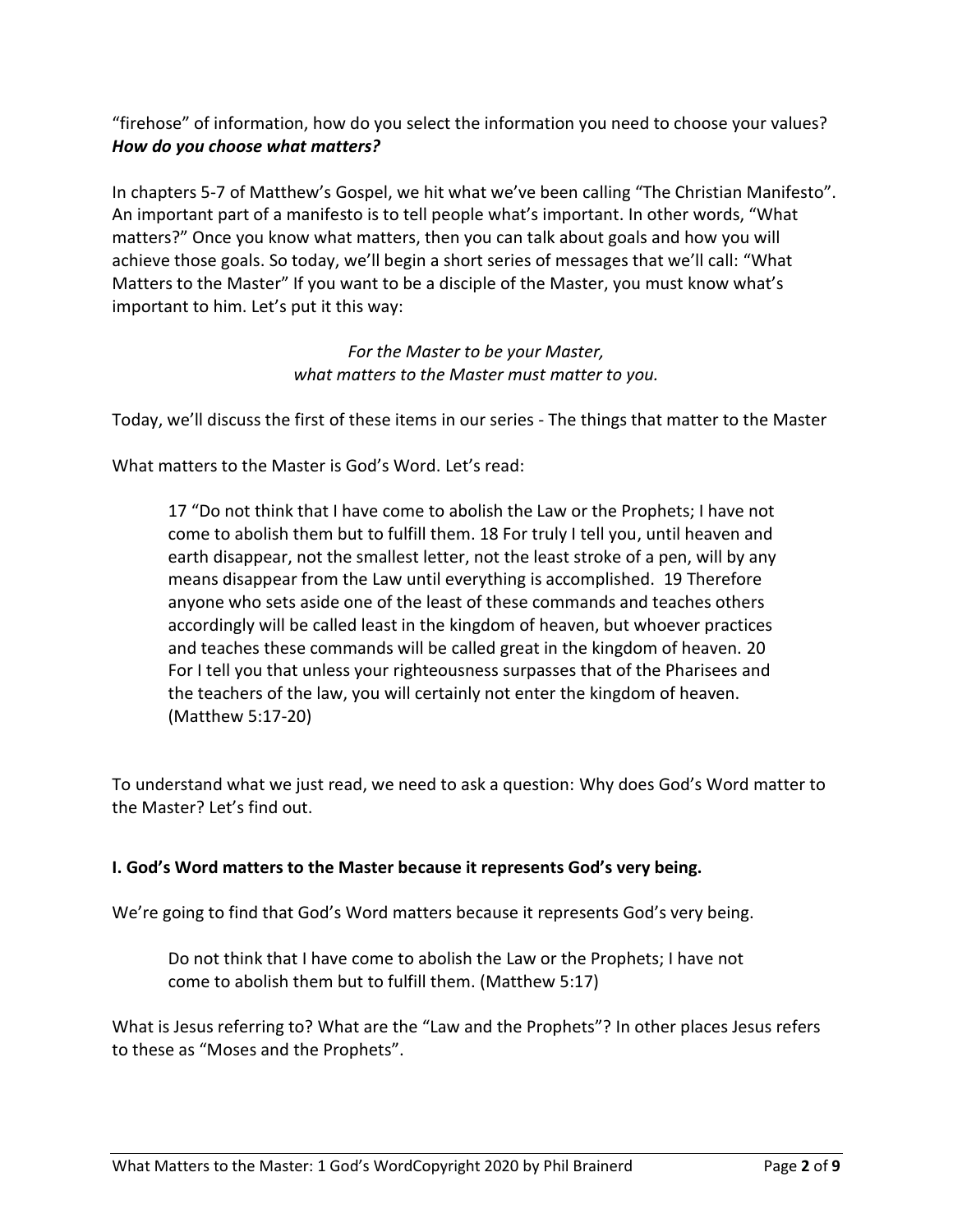“firehose” of information, how do you select the information you need to choose your values? ***How do you choose what matters?***

In chapters 5-7 of Matthew’s Gospel, we hit what we’ve been calling “The Christian Manifesto”. An important part of a manifesto is to tell people what’s important. In other words, “What matters?” Once you know what matters, then you can talk about goals and how you will achieve those goals. So today, we’ll begin a short series of messages that we’ll call: “What Matters to the Master” If you want to be a disciple of the Master, you must know what’s important to him. Let’s put it this way:

> *For the Master to be your Master,*
> *what matters to the Master must matter to you.*

Today, we’ll discuss the first of these items in our series - The things that matter to the Master

What matters to the Master is God’s Word. Let’s read:

> 17 “Do not think that I have come to abolish the Law or the Prophets; I have not come to abolish them but to fulfill them. 18 For truly I tell you, until heaven and earth disappear, not the smallest letter, not the least stroke of a pen, will by any means disappear from the Law until everything is accomplished. 19 Therefore anyone who sets aside one of the least of these commands and teaches others accordingly will be called least in the kingdom of heaven, but whoever practices and teaches these commands will be called great in the kingdom of heaven. 20 For I tell you that unless your righteousness surpasses that of the Pharisees and the teachers of the law, you will certainly not enter the kingdom of heaven. (Matthew 5:17-20)

To understand what we just read, we need to ask a question: Why does God’s Word matter to the Master? Let’s find out.

**I. God’s Word matters to the Master because it represents God’s very being.**

We’re going to find that God’s Word matters because it represents God’s very being.

> Do not think that I have come to abolish the Law or the Prophets; I have not come to abolish them but to fulfill them. (Matthew 5:17)

What is Jesus referring to? What are the “Law and the Prophets”? In other places Jesus refers to these as “Moses and the Prophets”.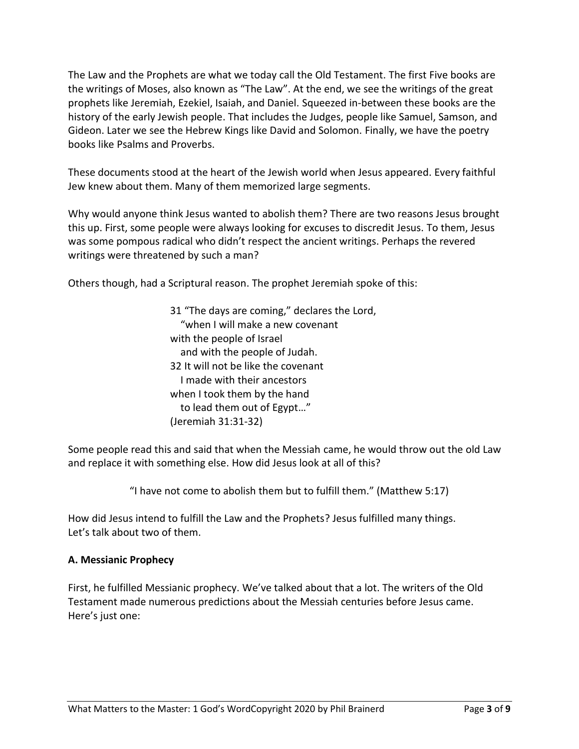The Law and the Prophets are what we today call the Old Testament. The first Five books are the writings of Moses, also known as "The Law". At the end, we see the writings of the great prophets like Jeremiah, Ezekiel, Isaiah, and Daniel. Squeezed in-between these books are the history of the early Jewish people. That includes the Judges, people like Samuel, Samson, and Gideon. Later we see the Hebrew Kings like David and Solomon. Finally, we have the poetry books like Psalms and Proverbs.

These documents stood at the heart of the Jewish world when Jesus appeared. Every faithful Jew knew about them. Many of them memorized large segments.

Why would anyone think Jesus wanted to abolish them? There are two reasons Jesus brought this up. First, some people were always looking for excuses to discredit Jesus. To them, Jesus was some pompous radical who didn't respect the ancient writings. Perhaps the revered writings were threatened by such a man?

Others though, had a Scriptural reason. The prophet Jeremiah spoke of this:

> 31 "The days are coming," declares the Lord,
> "when I will make a new covenant
> with the people of Israel
> and with the people of Judah.
> 32 It will not be like the covenant
> I made with their ancestors
> when I took them by the hand
> to lead them out of Egypt…"
> (Jeremiah 31:31-32)

Some people read this and said that when the Messiah came, he would throw out the old Law and replace it with something else. How did Jesus look at all of this?

> "I have not come to abolish them but to fulfill them." (Matthew 5:17)

How did Jesus intend to fulfill the Law and the Prophets? Jesus fulfilled many things. Let's talk about two of them.

**A. Messianic Prophecy**

First, he fulfilled Messianic prophecy. We've talked about that a lot. The writers of the Old Testament made numerous predictions about the Messiah centuries before Jesus came. Here's just one: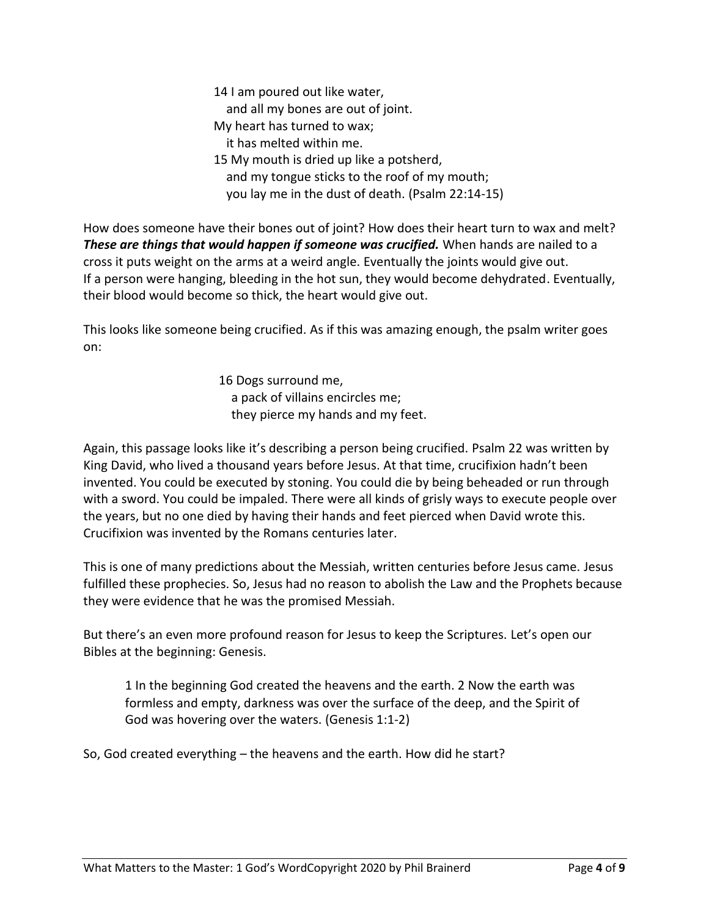> 14 I am poured out like water,
> and all my bones are out of joint.
> My heart has turned to wax;
> it has melted within me.
> 15 My mouth is dried up like a potsherd,
> and my tongue sticks to the roof of my mouth;
> you lay me in the dust of death. (Psalm 22:14-15)

How does someone have their bones out of joint? How does their heart turn to wax and melt? ***These are things that would happen if someone was crucified.*** When hands are nailed to a cross it puts weight on the arms at a weird angle. Eventually the joints would give out. If a person were hanging, bleeding in the hot sun, they would become dehydrated. Eventually, their blood would become so thick, the heart would give out.

This looks like someone being crucified. As if this was amazing enough, the psalm writer goes on:

> 16 Dogs surround me,
> a pack of villains encircles me;
> they pierce my hands and my feet.

Again, this passage looks like it's describing a person being crucified. Psalm 22 was written by King David, who lived a thousand years before Jesus. At that time, crucifixion hadn't been invented. You could be executed by stoning. You could die by being beheaded or run through with a sword. You could be impaled. There were all kinds of grisly ways to execute people over the years, but no one died by having their hands and feet pierced when David wrote this. Crucifixion was invented by the Romans centuries later.

This is one of many predictions about the Messiah, written centuries before Jesus came. Jesus fulfilled these prophecies. So, Jesus had no reason to abolish the Law and the Prophets because they were evidence that he was the promised Messiah.

But there's an even more profound reason for Jesus to keep the Scriptures. Let's open our Bibles at the beginning: Genesis.

> 1 In the beginning God created the heavens and the earth. 2 Now the earth was formless and empty, darkness was over the surface of the deep, and the Spirit of God was hovering over the waters. (Genesis 1:1-2)

So, God created everything – the heavens and the earth. How did he start?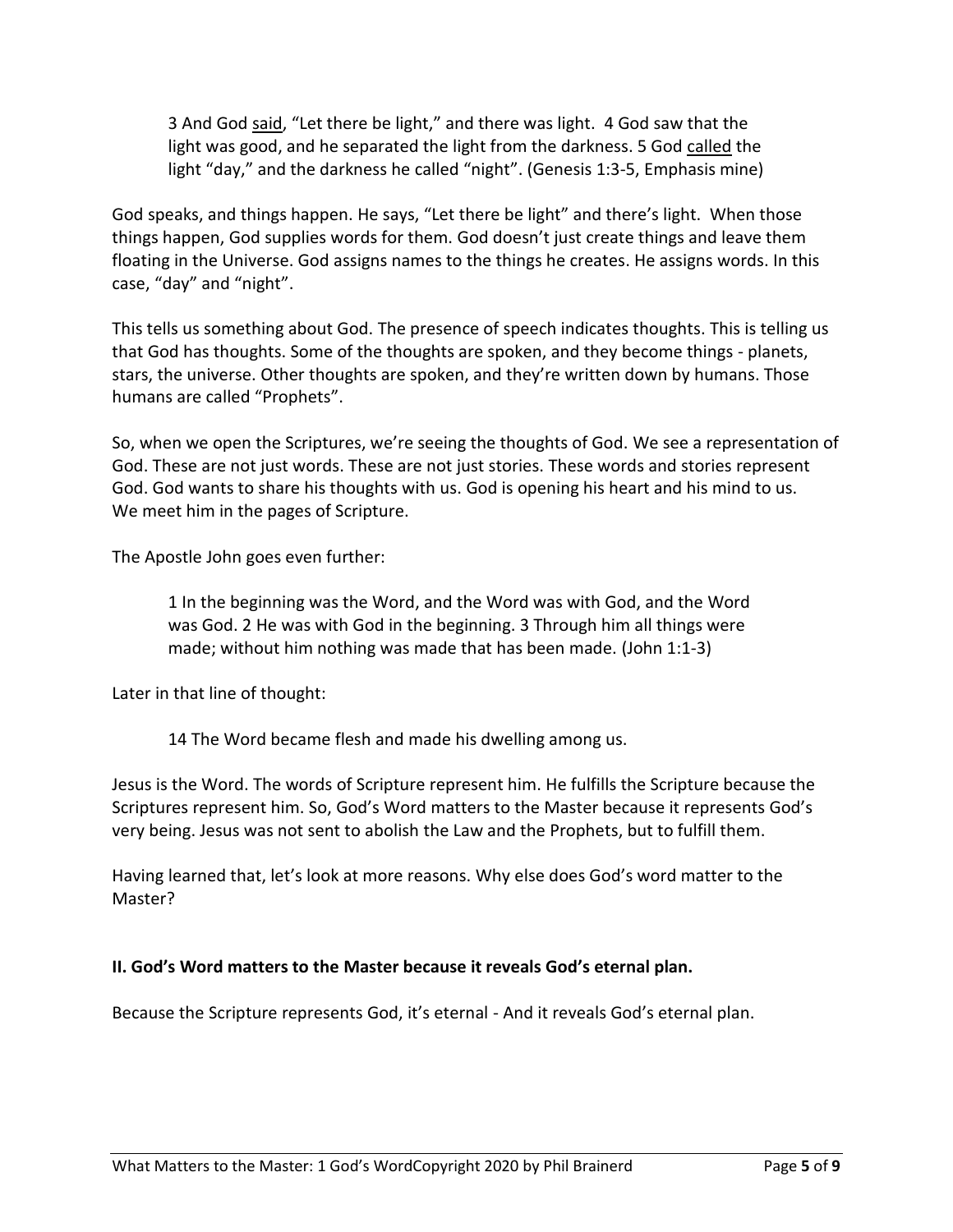> 3 And God <u>said</u>, "Let there be light," and there was light. 4 God saw that the light was good, and he separated the light from the darkness. 5 God <u>called</u> the light "day," and the darkness he called "night". (Genesis 1:3-5, Emphasis mine)

God speaks, and things happen. He says, "Let there be light" and there's light. When those things happen, God supplies words for them. God doesn't just create things and leave them floating in the Universe. God assigns names to the things he creates. He assigns words. In this case, "day" and "night".

This tells us something about God. The presence of speech indicates thoughts. This is telling us that God has thoughts. Some of the thoughts are spoken, and they become things - planets, stars, the universe. Other thoughts are spoken, and they're written down by humans. Those humans are called "Prophets".

So, when we open the Scriptures, we're seeing the thoughts of God. We see a representation of God. These are not just words. These are not just stories. These words and stories represent God. God wants to share his thoughts with us. God is opening his heart and his mind to us. We meet him in the pages of Scripture.

The Apostle John goes even further:

> 1 In the beginning was the Word, and the Word was with God, and the Word was God. 2 He was with God in the beginning. 3 Through him all things were made; without him nothing was made that has been made. (John 1:1-3)

Later in that line of thought:

> 14 The Word became flesh and made his dwelling among us.

Jesus is the Word. The words of Scripture represent him. He fulfills the Scripture because the Scriptures represent him. So, God's Word matters to the Master because it represents God's very being. Jesus was not sent to abolish the Law and the Prophets, but to fulfill them.

Having learned that, let's look at more reasons. Why else does God's word matter to the Master?

**II. God's Word matters to the Master because it reveals God's eternal plan.**

Because the Scripture represents God, it's eternal - And it reveals God's eternal plan.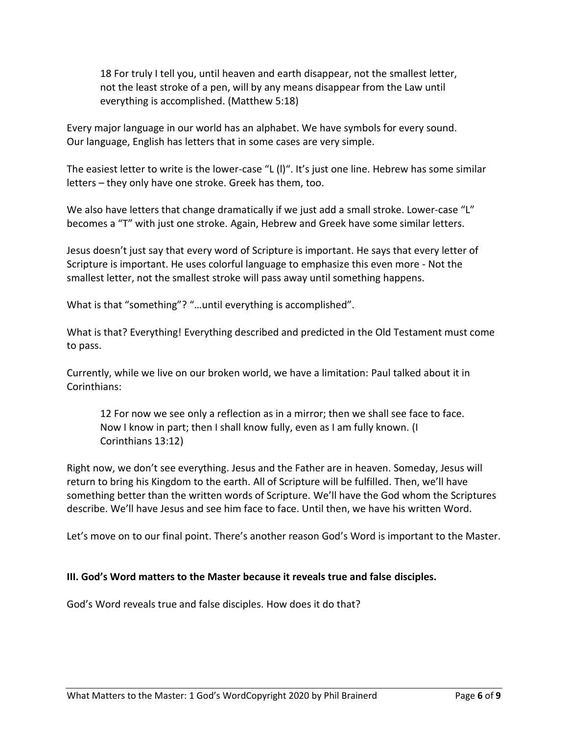> 18 For truly I tell you, until heaven and earth disappear, not the smallest letter, not the least stroke of a pen, will by any means disappear from the Law until everything is accomplished. (Matthew 5:18)

Every major language in our world has an alphabet. We have symbols for every sound. Our language, English has letters that in some cases are very simple.

The easiest letter to write is the lower-case "L (l)". It's just one line. Hebrew has some similar letters – they only have one stroke. Greek has them, too.

We also have letters that change dramatically if we just add a small stroke. Lower-case "L" becomes a "T" with just one stroke. Again, Hebrew and Greek have some similar letters.

Jesus doesn't just say that every word of Scripture is important. He says that every letter of Scripture is important. He uses colorful language to emphasize this even more - Not the smallest letter, not the smallest stroke will pass away until something happens.

What is that "something"? "…until everything is accomplished".

What is that? Everything! Everything described and predicted in the Old Testament must come to pass.

Currently, while we live on our broken world, we have a limitation: Paul talked about it in Corinthians:

> 12 For now we see only a reflection as in a mirror; then we shall see face to face. Now I know in part; then I shall know fully, even as I am fully known. (I Corinthians 13:12)

Right now, we don't see everything. Jesus and the Father are in heaven. Someday, Jesus will return to bring his Kingdom to the earth. All of Scripture will be fulfilled. Then, we'll have something better than the written words of Scripture. We'll have the God whom the Scriptures describe. We'll have Jesus and see him face to face. Until then, we have his written Word.

Let's move on to our final point. There's another reason God's Word is important to the Master.

**III. God's Word matters to the Master because it reveals true and false disciples.**

God's Word reveals true and false disciples. How does it do that?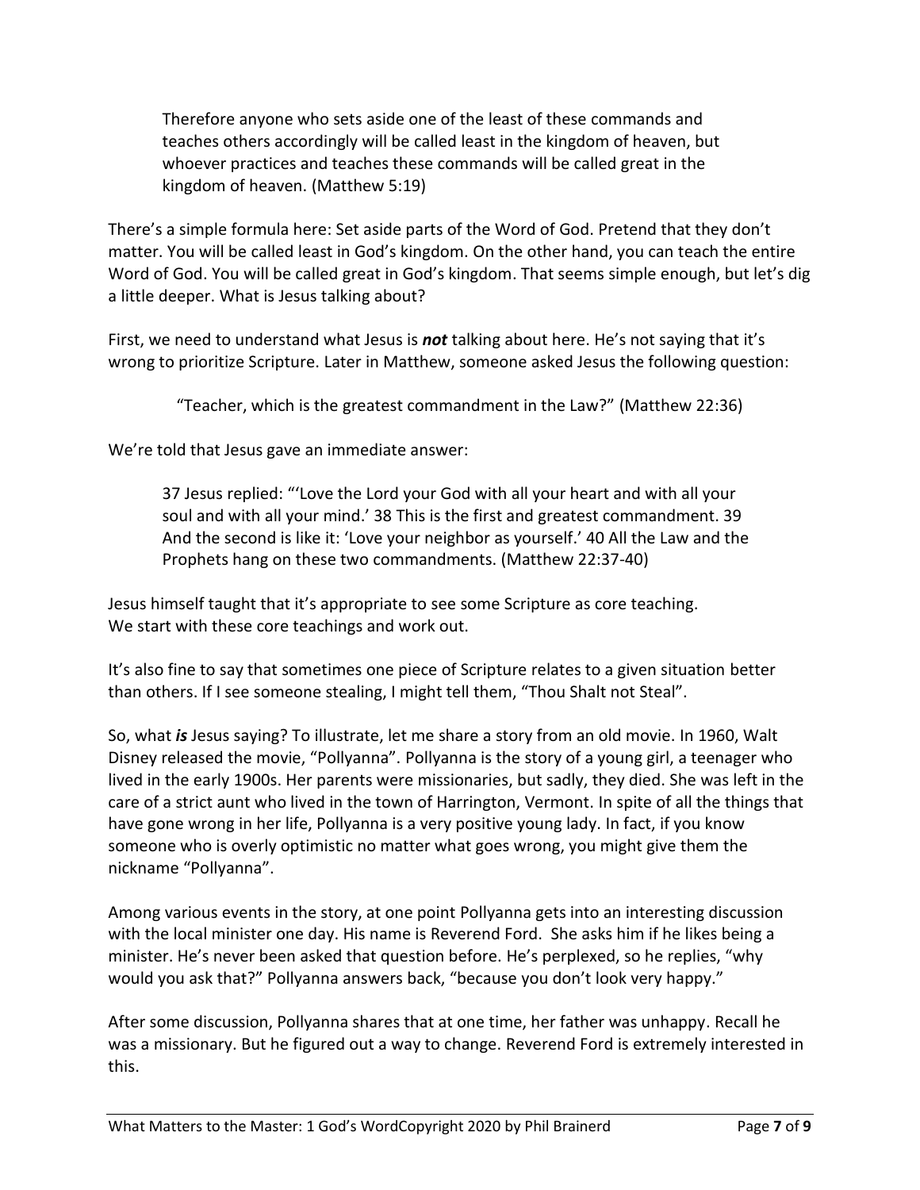> Therefore anyone who sets aside one of the least of these commands and teaches others accordingly will be called least in the kingdom of heaven, but whoever practices and teaches these commands will be called great in the kingdom of heaven. (Matthew 5:19)

There's a simple formula here: Set aside parts of the Word of God. Pretend that they don't matter. You will be called least in God's kingdom. On the other hand, you can teach the entire Word of God. You will be called great in God's kingdom. That seems simple enough, but let's dig a little deeper. What is Jesus talking about?

First, we need to understand what Jesus is ***not*** talking about here. He's not saying that it's wrong to prioritize Scripture. Later in Matthew, someone asked Jesus the following question:

> "Teacher, which is the greatest commandment in the Law?" (Matthew 22:36)

We're told that Jesus gave an immediate answer:

> 37 Jesus replied: "'Love the Lord your God with all your heart and with all your soul and with all your mind.' 38 This is the first and greatest commandment. 39 And the second is like it: 'Love your neighbor as yourself.' 40 All the Law and the Prophets hang on these two commandments. (Matthew 22:37-40)

Jesus himself taught that it's appropriate to see some Scripture as core teaching. We start with these core teachings and work out.

It's also fine to say that sometimes one piece of Scripture relates to a given situation better than others. If I see someone stealing, I might tell them, "Thou Shalt not Steal".

So, what ***is*** Jesus saying? To illustrate, let me share a story from an old movie. In 1960, Walt Disney released the movie, "Pollyanna". Pollyanna is the story of a young girl, a teenager who lived in the early 1900s. Her parents were missionaries, but sadly, they died. She was left in the care of a strict aunt who lived in the town of Harrington, Vermont. In spite of all the things that have gone wrong in her life, Pollyanna is a very positive young lady. In fact, if you know someone who is overly optimistic no matter what goes wrong, you might give them the nickname "Pollyanna".

Among various events in the story, at one point Pollyanna gets into an interesting discussion with the local minister one day. His name is Reverend Ford. She asks him if he likes being a minister. He's never been asked that question before. He's perplexed, so he replies, "why would you ask that?" Pollyanna answers back, "because you don't look very happy."

After some discussion, Pollyanna shares that at one time, her father was unhappy. Recall he was a missionary. But he figured out a way to change. Reverend Ford is extremely interested in this.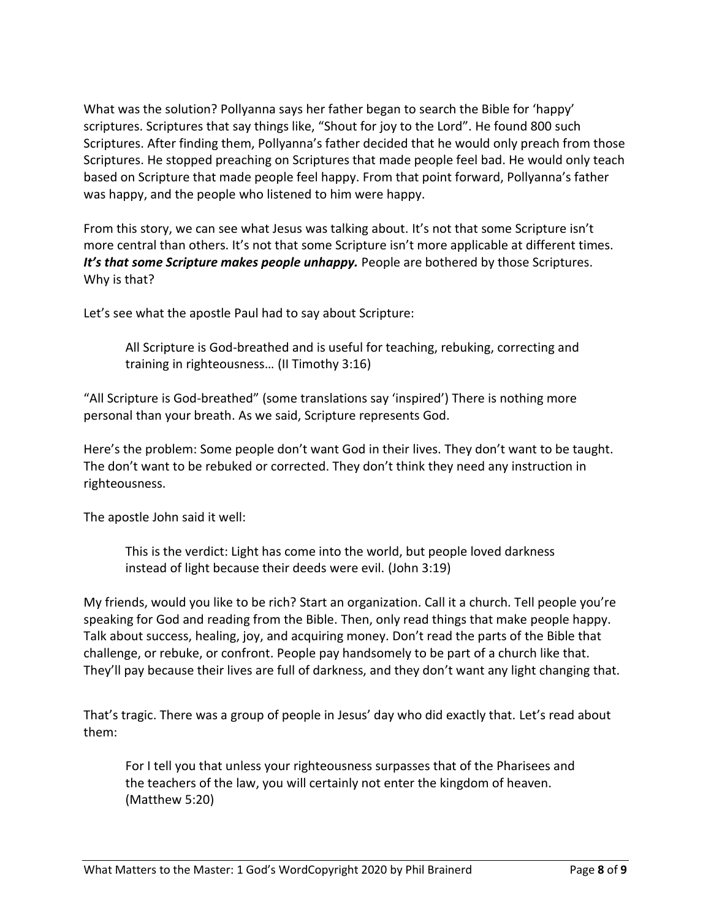What was the solution? Pollyanna says her father began to search the Bible for 'happy' scriptures. Scriptures that say things like, "Shout for joy to the Lord". He found 800 such Scriptures. After finding them, Pollyanna's father decided that he would only preach from those Scriptures. He stopped preaching on Scriptures that made people feel bad. He would only teach based on Scripture that made people feel happy. From that point forward, Pollyanna's father was happy, and the people who listened to him were happy.

From this story, we can see what Jesus was talking about. It's not that some Scripture isn't more central than others. It's not that some Scripture isn't more applicable at different times. ***It's that some Scripture makes people unhappy.*** People are bothered by those Scriptures. Why is that?

Let's see what the apostle Paul had to say about Scripture:

> All Scripture is God-breathed and is useful for teaching, rebuking, correcting and training in righteousness… (II Timothy 3:16)

"All Scripture is God-breathed" (some translations say 'inspired') There is nothing more personal than your breath. As we said, Scripture represents God.

Here's the problem: Some people don't want God in their lives. They don't want to be taught. The don't want to be rebuked or corrected. They don't think they need any instruction in righteousness.

The apostle John said it well:

> This is the verdict: Light has come into the world, but people loved darkness instead of light because their deeds were evil. (John 3:19)

My friends, would you like to be rich? Start an organization. Call it a church. Tell people you're speaking for God and reading from the Bible. Then, only read things that make people happy. Talk about success, healing, joy, and acquiring money. Don't read the parts of the Bible that challenge, or rebuke, or confront. People pay handsomely to be part of a church like that. They'll pay because their lives are full of darkness, and they don't want any light changing that.

That's tragic. There was a group of people in Jesus' day who did exactly that. Let's read about them:

> For I tell you that unless your righteousness surpasses that of the Pharisees and the teachers of the law, you will certainly not enter the kingdom of heaven. (Matthew 5:20)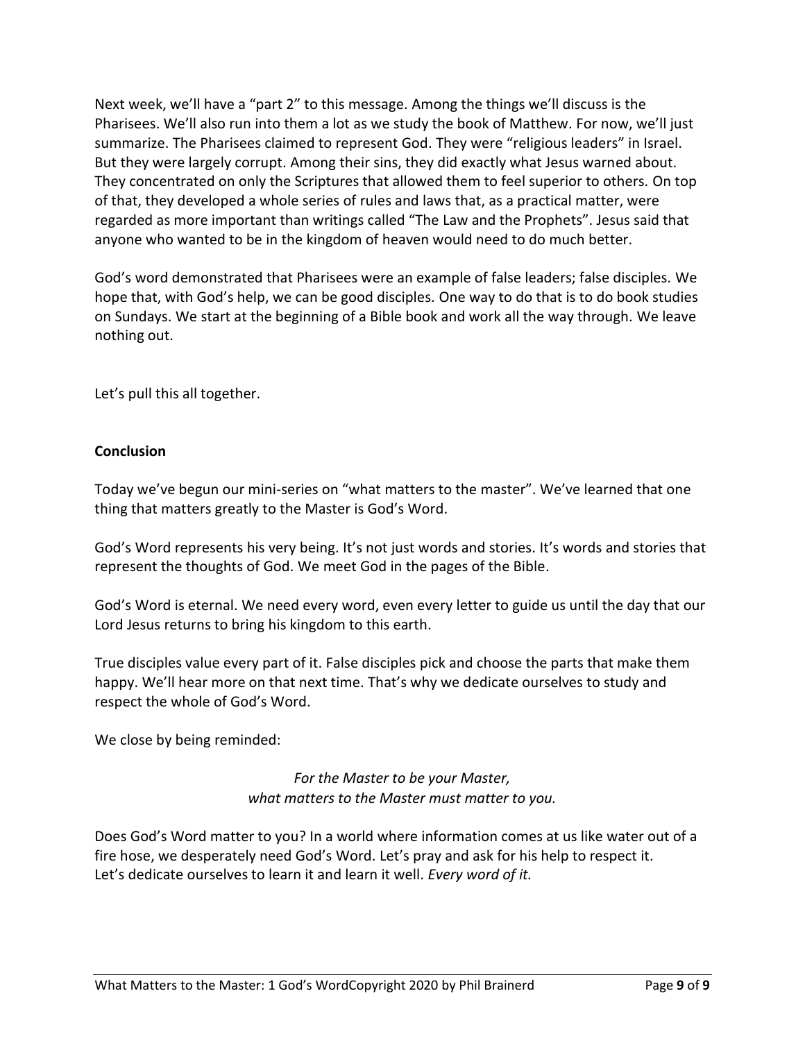Next week, we'll have a "part 2" to this message. Among the things we'll discuss is the Pharisees. We'll also run into them a lot as we study the book of Matthew. For now, we'll just summarize. The Pharisees claimed to represent God. They were "religious leaders" in Israel. But they were largely corrupt. Among their sins, they did exactly what Jesus warned about. They concentrated on only the Scriptures that allowed them to feel superior to others. On top of that, they developed a whole series of rules and laws that, as a practical matter, were regarded as more important than writings called "The Law and the Prophets". Jesus said that anyone who wanted to be in the kingdom of heaven would need to do much better.

God's word demonstrated that Pharisees were an example of false leaders; false disciples. We hope that, with God's help, we can be good disciples. One way to do that is to do book studies on Sundays. We start at the beginning of a Bible book and work all the way through. We leave nothing out.

Let's pull this all together.

**Conclusion**

Today we've begun our mini-series on "what matters to the master". We've learned that one thing that matters greatly to the Master is God's Word.

God's Word represents his very being. It's not just words and stories. It's words and stories that represent the thoughts of God. We meet God in the pages of the Bible.

God's Word is eternal. We need every word, even every letter to guide us until the day that our Lord Jesus returns to bring his kingdom to this earth.

True disciples value every part of it. False disciples pick and choose the parts that make them happy. We'll hear more on that next time. That's why we dedicate ourselves to study and respect the whole of God's Word.

We close by being reminded:

*For the Master to be your Master,*
*what matters to the Master must matter to you.*

Does God's Word matter to you? In a world where information comes at us like water out of a fire hose, we desperately need God's Word. Let's pray and ask for his help to respect it. Let's dedicate ourselves to learn it and learn it well. *Every word of it.*